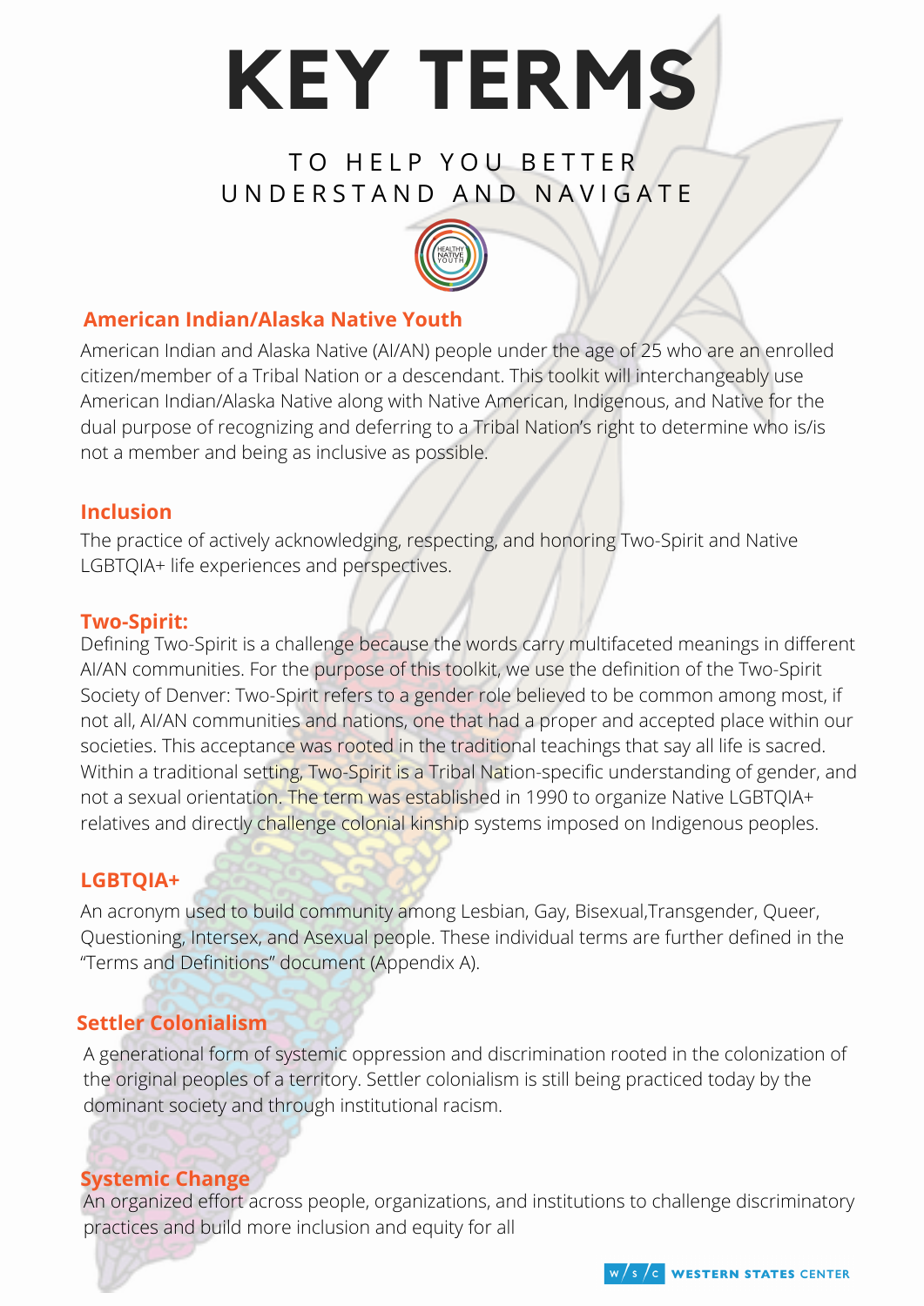# KEY TERMS

TO HELP YOU BETTER UNDERSTAND AND NAVIGATE

## American Indian/Alaska Native Youth

American Indian and Alaska Native (AI/AN) people under the age of 25 who are an enrolled citizen/member of a Tribal Nation or a descendant. This toolkit will interchangeably use American Indian/Alaska Native along with Native American, Indigenous, and Native for the dual purpose of recognizing and deferring to a Tribal Nation's right to determine who is/is not a member and being as inclusive as possible.

## Inclusion

The practice of actively acknowledging, respecting, and honoring Two-Spirit and Native LGBTQIA+ life experiences and perspectives.

## Two-Spirit:

Defining Two-Spirit is a challenge because the words carry multifaceted meanings in different AI/AN communities. For the purpose of this toolkit, we use the definition of the Two-Spirit Society of Denver: Two-Spirit refers to a gender role believed to be common among most, if not all, AI/AN communities and nations, one that had a proper and accepted place within our societies. This acceptance was rooted in the traditional teachings that say all life is sacred. Within a traditional setting, Two-Spirit is a Tribal Nation-specific understanding of gender, and not a sexual orientation. The term was established in 1990 to organize Native LGBTQIA+ relatives and directly challenge colonial kinship systems imposed on Indigenous peoples.

## LGBTQIA+

An acronym used to build community among Lesbian, Gay, Bisexual,Transgender, Queer, Questioning, Intersex, and Asexual people. These individual terms are further defined in the "Terms and Definitions" document (Appendix A).

## Settler Colonialism

A generational form of systemic oppression and discrimination rooted in the colonization of the original peoples of a territory. Settler colonialism is still being practiced today by the dominant society and through institutional racism.

## Systemic Change

An organized effort across people, organizations, and institutions to challenge discriminatory practices and build more inclusion and equity for all

W/S/C WESTERN STATES CENTER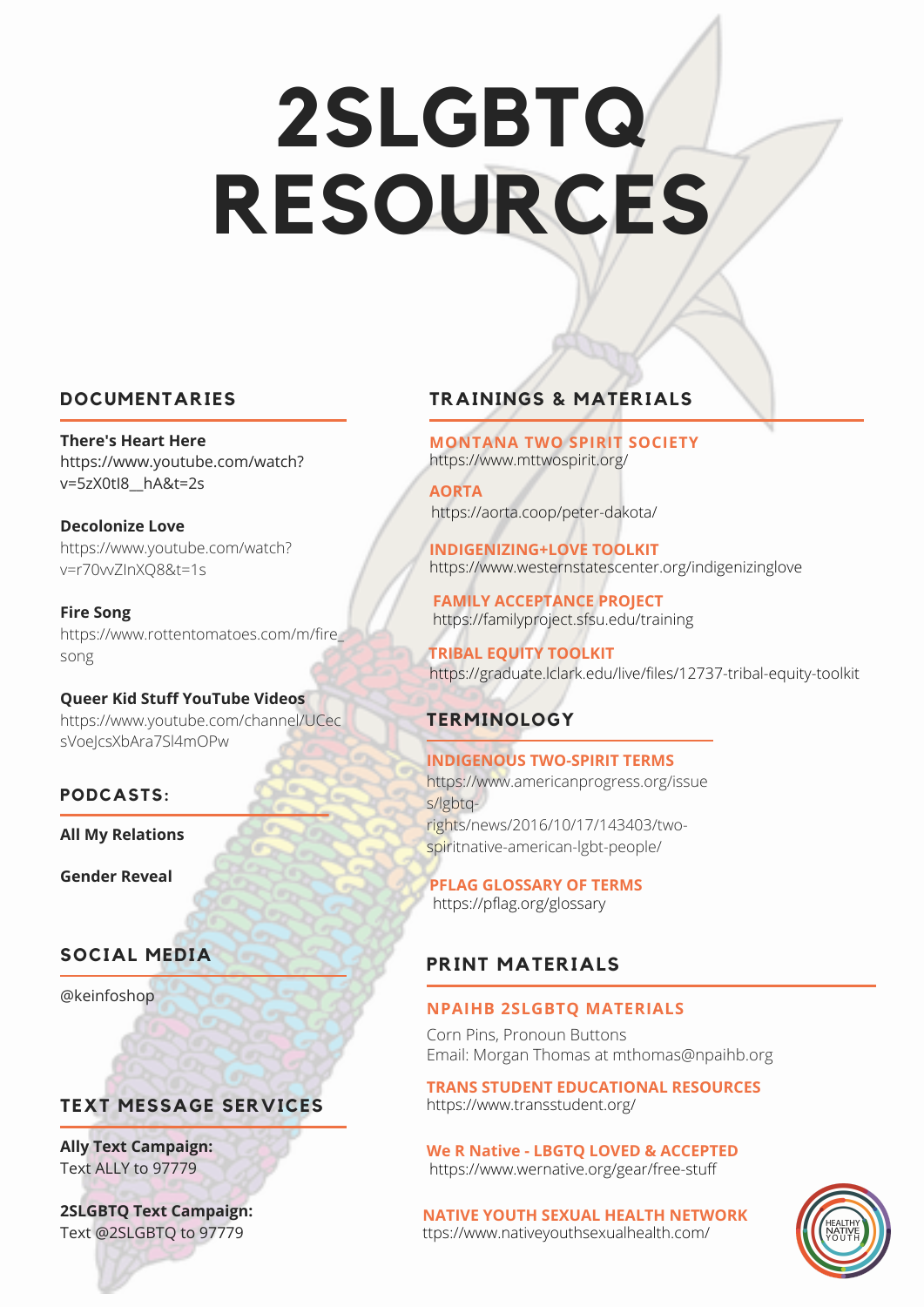# 2SLGBTQ RESOURCES

## DOCUMENTARIES

**There's Heart Here**
https://www.youtube.com/watch?v=5zX0tl8__hA&t=2s

**Decolonize Love**
https://www.youtube.com/watch?v=r70wZlnXQ8&t=1s

**Fire Song**
https://www.rottentomatoes.com/m/fire_song

**Queer Kid Stuff YouTube Videos**
https://www.youtube.com/channel/UCecsVoeJcsXbAra7Sl4mOPw

## PODCASTS:

**All My Relations**

**Gender Reveal**

## SOCIAL MEDIA

@keinfoshop

## TEXT MESSAGE SERVICES

**Ally Text Campaign:**
Text ALLY to 97779

**2SLGBTQ Text Campaign:**
Text @2SLGBTQ to 97779

## TRAININGS & MATERIALS

**MONTANA TWO SPIRIT SOCIETY**
https://www.mttwospirit.org/

**AORTA**
https://aorta.coop/peter-dakota/

**INDIGENIZING+LOVE TOOLKIT**
https://www.westernstatescenter.org/indigenizinglove

**FAMILY ACCEPTANCE PROJECT**
https://familyproject.sfsu.edu/training

**TRIBAL EQUITY TOOLKIT**
https://graduate.lclark.edu/live/files/12737-tribal-equity-toolkit

## TERMINOLOGY

**INDIGENOUS TWO-SPIRIT TERMS**
https://www.americanprogress.org/issues/lgbtq-rights/news/2016/10/17/143403/two-spiritnative-american-lgbt-people/

**PFLAG GLOSSARY OF TERMS**
https://pflag.org/glossary

## PRINT MATERIALS

**NPAIHB 2SLGBTQ MATERIALS**
Corn Pins, Pronoun Buttons
Email: Morgan Thomas at mthomas@npaihb.org

**TRANS STUDENT EDUCATIONAL RESOURCES**
https://www.transstudent.org/

**We R Native - LBGTQ LOVED & ACCEPTED**
https://www.wernative.org/gear/free-stuff

**NATIVE YOUTH SEXUAL HEALTH NETWORK**
ttps://www.nativeyouthsexualhealth.com/

HEALTHY NATIVE YOUTH